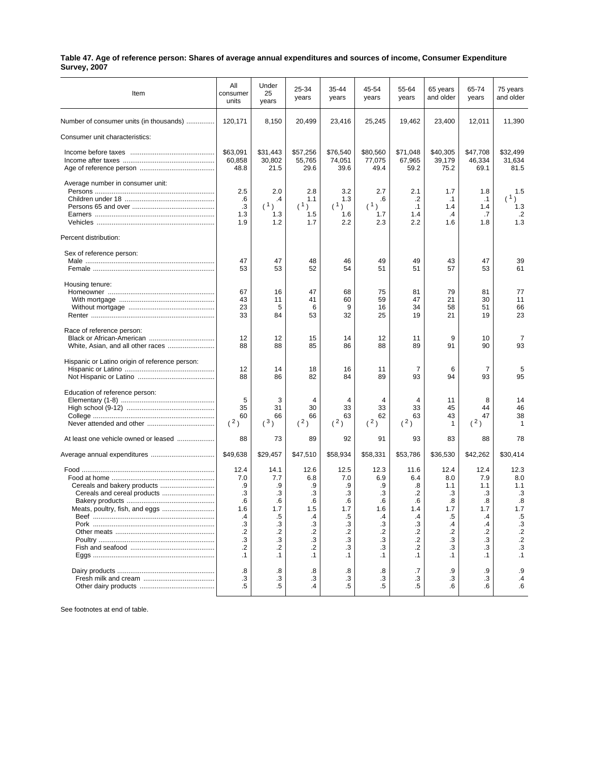**Table 47. Age of reference person: Shares of average annual expenditures and sources of income, Consumer Expenditure Survey, 2007**

| Item | All consumer units | Under 25 years | 25-34 years | 35-44 years | 45-54 years | 55-64 years | 65 years and older | 65-74 years | 75 years and older |
|---|---|---|---|---|---|---|---|---|---|
| Number of consumer units (in thousands) | 120,171 | 8,150 | 20,499 | 23,416 | 25,245 | 19,462 | 23,400 | 12,011 | 11,390 |
| Consumer unit characteristics: | | | | | | | | | |
| Income before taxes | $63,091 | $31,443 | $57,256 | $76,540 | $80,560 | $71,048 | $40,305 | $47,708 | $32,499 |
| Income after taxes | 60,858 | 30,802 | 55,765 | 74,051 | 77,075 | 67,965 | 39,179 | 46,334 | 31,634 |
| Age of reference person | 48.8 | 21.5 | 29.6 | 39.6 | 49.4 | 59.2 | 75.2 | 69.1 | 81.5 |
| Average number in consumer unit: | | | | | | | | | |
| Persons | 2.5 | 2.0 | 2.8 | 3.2 | 2.7 | 2.1 | 1.7 | 1.8 | 1.5 |
| Children under 18 | .6 | .4 | 1.1 | 1.3 | .6 | .2 | .1 | .1 | [1] |
| Persons 65 and over | .3 | [1] | [1] | [1] | [1] | .1 | 1.4 | 1.4 | 1.3 |
| Earners | 1.3 | 1.3 | 1.5 | 1.6 | 1.7 | 1.4 | .4 | .7 | .2 |
| Vehicles | 1.9 | 1.2 | 1.7 | 2.2 | 2.3 | 2.2 | 1.6 | 1.8 | 1.3 |
| Percent distribution: | | | | | | | | | |
| Sex of reference person: | | | | | | | | | |
| Male | 47 | 47 | 48 | 46 | 49 | 49 | 43 | 47 | 39 |
| Female | 53 | 53 | 52 | 54 | 51 | 51 | 57 | 53 | 61 |
| Housing tenure: | | | | | | | | | |
| Homeowner | 67 | 16 | 47 | 68 | 75 | 81 | 79 | 81 | 77 |
| With mortgage | 43 | 11 | 41 | 60 | 59 | 47 | 21 | 30 | 11 |
| Without mortgage | 23 | 5 | 6 | 9 | 16 | 34 | 58 | 51 | 66 |
| Renter | 33 | 84 | 53 | 32 | 25 | 19 | 21 | 19 | 23 |
| Race of reference person: | | | | | | | | | |
| Black or African-American | 12 | 12 | 15 | 14 | 12 | 11 | 9 | 10 | 7 |
| White, Asian, and all other races | 88 | 88 | 85 | 86 | 88 | 89 | 91 | 90 | 93 |
| Hispanic or Latino origin of reference person: | | | | | | | | | |
| Hispanic or Latino | 12 | 14 | 18 | 16 | 11 | 7 | 6 | 7 | 5 |
| Not Hispanic or Latino | 88 | 86 | 82 | 84 | 89 | 93 | 94 | 93 | 95 |
| Education of reference person: | | | | | | | | | |
| Elementary (1-8) | 5 | 3 | 4 | 4 | 4 | 4 | 11 | 8 | 14 |
| High school (9-12) | 35 | 31 | 30 | 33 | 33 | 33 | 45 | 44 | 46 |
| College | 60 | 66 | 66 | 63 | 62 | 63 | 43 | 47 | 38 |
| Never attended and other | [2] | [3] | [2] | [2] | [2] | [2] | 1 | [2] | 1 |
| At least one vehicle owned or leased | 88 | 73 | 89 | 92 | 91 | 93 | 83 | 88 | 78 |
| Average annual expenditures | $49,638 | $29,457 | $47,510 | $58,934 | $58,331 | $53,786 | $36,530 | $42,262 | $30,414 |
| Food | 12.4 | 14.1 | 12.6 | 12.5 | 12.3 | 11.6 | 12.4 | 12.4 | 12.3 |
| Food at home | 7.0 | 7.7 | 6.8 | 7.0 | 6.9 | 6.4 | 8.0 | 7.9 | 8.0 |
| Cereals and bakery products | .9 | .9 | .9 | .9 | .9 | .8 | 1.1 | 1.1 | 1.1 |
| Cereals and cereal products | .3 | .3 | .3 | .3 | .3 | .2 | .3 | .3 | .3 |
| Bakery products | .6 | .6 | .6 | .6 | .6 | .6 | .8 | .8 | .8 |
| Meats, poultry, fish, and eggs | 1.6 | 1.7 | 1.5 | 1.7 | 1.6 | 1.4 | 1.7 | 1.7 | 1.7 |
| Beef | .4 | .5 | .4 | .5 | .4 | .4 | .5 | .4 | .5 |
| Pork | .3 | .3 | .3 | .3 | .3 | .3 | .4 | .4 | .3 |
| Other meats | .2 | .2 | .2 | .2 | .2 | .2 | .2 | .2 | .2 |
| Poultry | .3 | .3 | .3 | .3 | .3 | .2 | .3 | .3 | .2 |
| Fish and seafood | .2 | .2 | .2 | .3 | .3 | .2 | .3 | .3 | .3 |
| Eggs | .1 | .1 | .1 | .1 | .1 | .1 | .1 | .1 | .1 |
| Dairy products | .8 | .8 | .8 | .8 | .8 | .7 | .9 | .9 | .9 |
| Fresh milk and cream | .3 | .3 | .3 | .3 | .3 | .3 | .3 | .3 | .4 |
| Other dairy products | .5 | .5 | .4 | .5 | .5 | .5 | .6 | .6 | .6 |

See footnotes at end of table.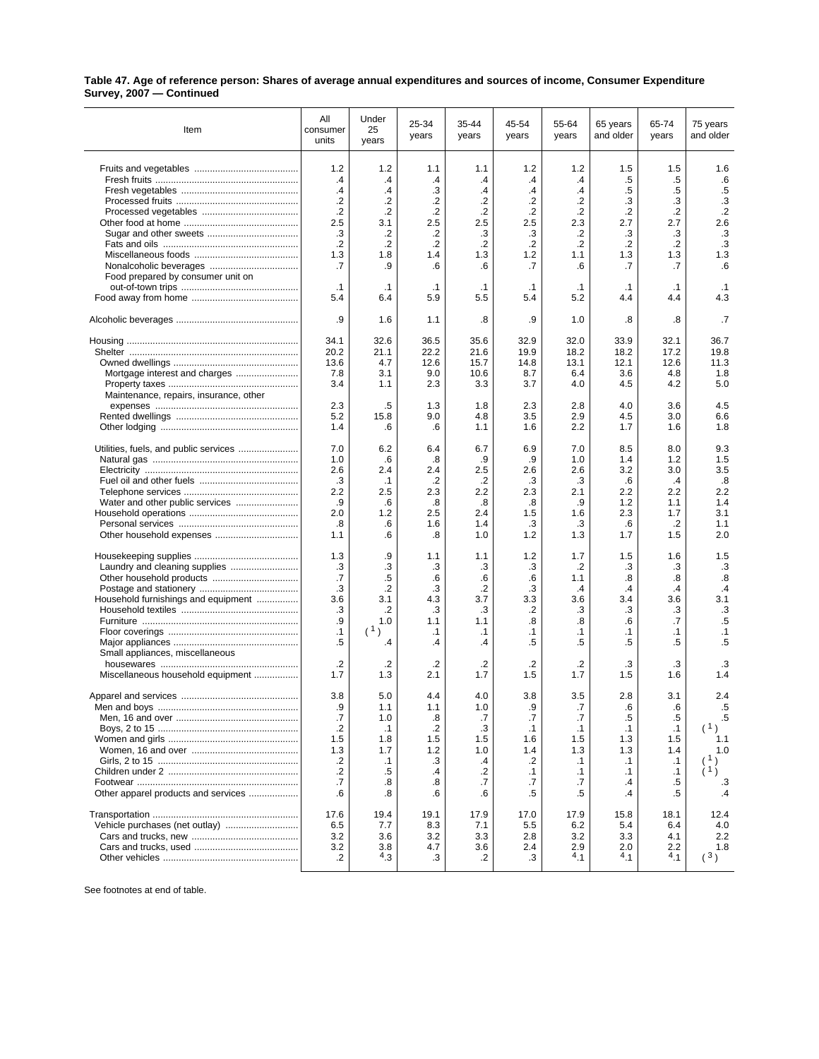**Table 47. Age of reference person: Shares of average annual expenditures and sources of income, Consumer Expenditure Survey, 2007 — Continued**

| Item | All consumer units | Under 25 years | 25-34 years | 35-44 years | 45-54 years | 55-64 years | 65 years and older | 65-74 years | 75 years and older |
|---|---|---|---|---|---|---|---|---|---|
| Fruits and vegetables | 1.2 | 1.2 | 1.1 | 1.1 | 1.2 | 1.2 | 1.5 | 1.5 | 1.6 |
| Fresh fruits | .4 | .4 | .4 | .4 | .4 | .4 | .5 | .5 | .6 |
| Fresh vegetables | .4 | .4 | .3 | .4 | .4 | .4 | .5 | .5 | .5 |
| Processed fruits | .2 | .2 | .2 | .2 | .2 | .2 | .3 | .3 | .3 |
| Processed vegetables | .2 | .2 | .2 | .2 | .2 | .2 | .2 | .2 | .2 |
| Other food at home | 2.5 | 3.1 | 2.5 | 2.5 | 2.5 | 2.3 | 2.7 | 2.7 | 2.6 |
| Sugar and other sweets | .3 | .2 | .2 | .3 | .3 | .2 | .3 | .3 | .3 |
| Fats and oils | .2 | .2 | .2 | .2 | .2 | .2 | .2 | .2 | .3 |
| Miscellaneous foods | 1.3 | 1.8 | 1.4 | 1.3 | 1.2 | 1.1 | 1.3 | 1.3 | 1.3 |
| Nonalcoholic beverages | .7 | .9 | .6 | .6 | .7 | .6 | .7 | .7 | .6 |
| Food prepared by consumer unit on out-of-town trips | .1 | .1 | .1 | .1 | .1 | .1 | .1 | .1 | .1 |
| Food away from home | 5.4 | 6.4 | 5.9 | 5.5 | 5.4 | 5.2 | 4.4 | 4.4 | 4.3 |
| | | | | | | | | | |
| Alcoholic beverages | .9 | 1.6 | 1.1 | .8 | .9 | 1.0 | .8 | .8 | .7 |
| | | | | | | | | | |
| Housing | 34.1 | 32.6 | 36.5 | 35.6 | 32.9 | 32.0 | 33.9 | 32.1 | 36.7 |
| Shelter | 20.2 | 21.1 | 22.2 | 21.6 | 19.9 | 18.2 | 18.2 | 17.2 | 19.8 |
| Owned dwellings | 13.6 | 4.7 | 12.6 | 15.7 | 14.8 | 13.1 | 12.1 | 12.6 | 11.3 |
| Mortgage interest and charges | 7.8 | 3.1 | 9.0 | 10.6 | 8.7 | 6.4 | 3.6 | 4.8 | 1.8 |
| Property taxes | 3.4 | 1.1 | 2.3 | 3.3 | 3.7 | 4.0 | 4.5 | 4.2 | 5.0 |
| Maintenance, repairs, insurance, other expenses | 2.3 | .5 | 1.3 | 1.8 | 2.3 | 2.8 | 4.0 | 3.6 | 4.5 |
| Rented dwellings | 5.2 | 15.8 | 9.0 | 4.8 | 3.5 | 2.9 | 4.5 | 3.0 | 6.6 |
| Other lodging | 1.4 | .6 | .6 | 1.1 | 1.6 | 2.2 | 1.7 | 1.6 | 1.8 |
| | | | | | | | | | |
| Utilities, fuels, and public services | 7.0 | 6.2 | 6.4 | 6.7 | 6.9 | 7.0 | 8.5 | 8.0 | 9.3 |
| Natural gas | 1.0 | .6 | .8 | .9 | .9 | 1.0 | 1.4 | 1.2 | 1.5 |
| Electricity | 2.6 | 2.4 | 2.4 | 2.5 | 2.6 | 2.6 | 3.2 | 3.0 | 3.5 |
| Fuel oil and other fuels | .3 | .1 | .2 | .2 | .3 | .3 | .6 | .4 | .8 |
| Telephone services | 2.2 | 2.5 | 2.3 | 2.2 | 2.3 | 2.1 | 2.2 | 2.2 | 2.2 |
| Water and other public services | .9 | .6 | .8 | .8 | .8 | .9 | 1.2 | 1.1 | 1.4 |
| Household operations | 2.0 | 1.2 | 2.5 | 2.4 | 1.5 | 1.6 | 2.3 | 1.7 | 3.1 |
| Personal services | .8 | .6 | 1.6 | 1.4 | .3 | .3 | .6 | .2 | 1.1 |
| Other household expenses | 1.1 | .6 | .8 | 1.0 | 1.2 | 1.3 | 1.7 | 1.5 | 2.0 |
| | | | | | | | | | |
| Housekeeping supplies | 1.3 | .9 | 1.1 | 1.1 | 1.2 | 1.7 | 1.5 | 1.6 | 1.5 |
| Laundry and cleaning supplies | .3 | .3 | .3 | .3 | .3 | .2 | .3 | .3 | .3 |
| Other household products | .7 | .5 | .6 | .6 | .6 | 1.1 | .8 | .8 | .8 |
| Postage and stationery | .3 | .2 | .3 | .2 | .3 | .4 | .4 | .4 | .4 |
| Household furnishings and equipment | 3.6 | 3.1 | 4.3 | 3.7 | 3.3 | 3.6 | 3.4 | 3.6 | 3.1 |
| Household textiles | .3 | .2 | .3 | .3 | .2 | .3 | .3 | .3 | .3 |
| Furniture | .9 | 1.0 | 1.1 | 1.1 | .8 | .8 | .6 | .7 | .5 |
| Floor coverings | .1 | ([1]) | .1 | .1 | .1 | .1 | .1 | .1 | .1 |
| Major appliances | .5 | .4 | .4 | .4 | .5 | .5 | .5 | .5 | .5 |
| Small appliances, miscellaneous housewares | .2 | .2 | .2 | .2 | .2 | .2 | .3 | .3 | .3 |
| Miscellaneous household equipment | 1.7 | 1.3 | 2.1 | 1.7 | 1.5 | 1.7 | 1.5 | 1.6 | 1.4 |
| | | | | | | | | | |
| Apparel and services | 3.8 | 5.0 | 4.4 | 4.0 | 3.8 | 3.5 | 2.8 | 3.1 | 2.4 |
| Men and boys | .9 | 1.1 | 1.1 | 1.0 | .9 | .7 | .6 | .6 | .5 |
| Men, 16 and over | .7 | 1.0 | .8 | .7 | .7 | .7 | .5 | .5 | .5 |
| Boys, 2 to 15 | .2 | .1 | .2 | .3 | .1 | .1 | .1 | .1 | ([1]) |
| Women and girls | 1.5 | 1.8 | 1.5 | 1.5 | 1.6 | 1.5 | 1.3 | 1.5 | 1.1 |
| Women, 16 and over | 1.3 | 1.7 | 1.2 | 1.0 | 1.4 | 1.3 | 1.3 | 1.4 | 1.0 |
| Girls, 2 to 15 | .2 | .1 | .3 | .4 | .2 | .1 | .1 | .1 | ([1]) |
| Children under 2 | .2 | .5 | .4 | .2 | .1 | .1 | .1 | .1 | ([1]) |
| Footwear | .7 | .8 | .8 | .7 | .7 | .7 | .4 | .5 | .3 |
| Other apparel products and services | .6 | .8 | .6 | .6 | .5 | .5 | .4 | .5 | .4 |
| | | | | | | | | | |
| Transportation | 17.6 | 19.4 | 19.1 | 17.9 | 17.0 | 17.9 | 15.8 | 18.1 | 12.4 |
| Vehicle purchases (net outlay) | 6.5 | 7.7 | 8.3 | 7.1 | 5.5 | 6.2 | 5.4 | 6.4 | 4.0 |
| Cars and trucks, new | 3.2 | 3.6 | 3.2 | 3.3 | 2.8 | 3.2 | 3.3 | 4.1 | 2.2 |
| Cars and trucks, used | 3.2 | 3.8 | 4.7 | 3.6 | 2.4 | 2.9 | 2.0 | 2.2 | 1.8 |
| Other vehicles | .2 | [4].3 | .3 | .2 | .3 | [4].1 | [4].1 | [4].1 | ([3]) |

See footnotes at end of table.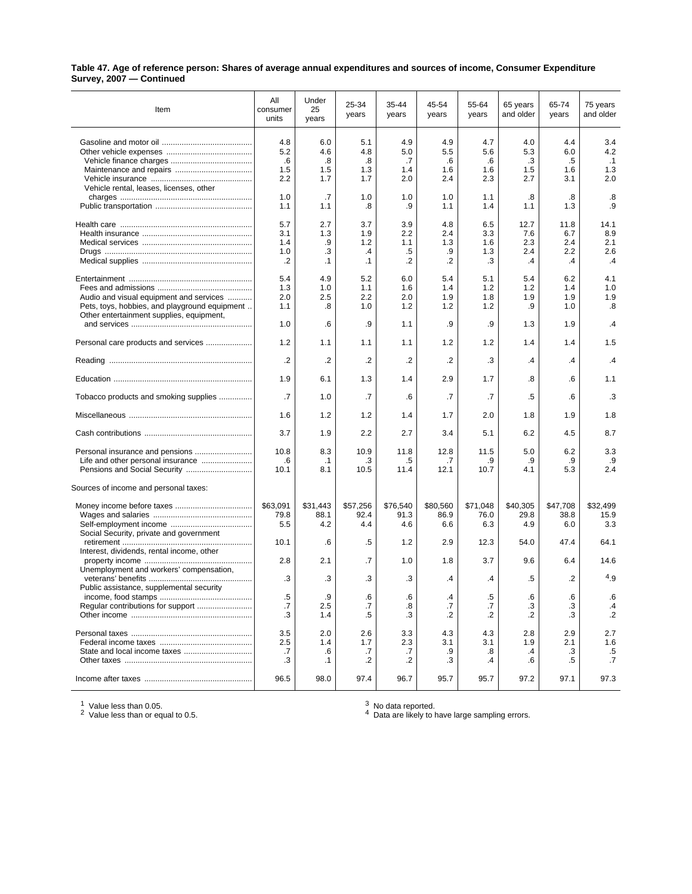**Table 47. Age of reference person: Shares of average annual expenditures and sources of income, Consumer Expenditure Survey, 2007 — Continued**

| Item | All consumer units | Under 25 years | 25-34 years | 35-44 years | 45-54 years | 55-64 years | 65 years and older | 65-74 years | 75 years and older |
|---|---|---|---|---|---|---|---|---|---|
| Gasoline and motor oil | 4.8 | 6.0 | 5.1 | 4.9 | 4.9 | 4.7 | 4.0 | 4.4 | 3.4 |
| Other vehicle expenses | 5.2 | 4.6 | 4.8 | 5.0 | 5.5 | 5.6 | 5.3 | 6.0 | 4.2 |
| Vehicle finance charges | .6 | .8 | .8 | .7 | .6 | .6 | .3 | .5 | .1 |
| Maintenance and repairs | 1.5 | 1.5 | 1.3 | 1.4 | 1.6 | 1.6 | 1.5 | 1.6 | 1.3 |
| Vehicle insurance | 2.2 | 1.7 | 1.7 | 2.0 | 2.4 | 2.3 | 2.7 | 3.1 | 2.0 |
| Vehicle rental, leases, licenses, other charges | 1.0 | .7 | 1.0 | 1.0 | 1.0 | 1.1 | .8 | .8 | .8 |
| Public transportation | 1.1 | 1.1 | .8 | .9 | 1.1 | 1.4 | 1.1 | 1.3 | .9 |
| Health care | 5.7 | 2.7 | 3.7 | 3.9 | 4.8 | 6.5 | 12.7 | 11.8 | 14.1 |
| Health insurance | 3.1 | 1.3 | 1.9 | 2.2 | 2.4 | 3.3 | 7.6 | 6.7 | 8.9 |
| Medical services | 1.4 | .9 | 1.2 | 1.1 | 1.3 | 1.6 | 2.3 | 2.4 | 2.1 |
| Drugs | 1.0 | .3 | .4 | .5 | .9 | 1.3 | 2.4 | 2.2 | 2.6 |
| Medical supplies | .2 | .1 | .1 | .2 | .2 | .3 | .4 | .4 | .4 |
| Entertainment | 5.4 | 4.9 | 5.2 | 6.0 | 5.4 | 5.1 | 5.4 | 6.2 | 4.1 |
| Fees and admissions | 1.3 | 1.0 | 1.1 | 1.6 | 1.4 | 1.2 | 1.2 | 1.4 | 1.0 |
| Audio and visual equipment and services | 2.0 | 2.5 | 2.2 | 2.0 | 1.9 | 1.8 | 1.9 | 1.9 | 1.9 |
| Pets, toys, hobbies, and playground equipment | 1.1 | .8 | 1.0 | 1.2 | 1.2 | 1.2 | .9 | 1.0 | .8 |
| Other entertainment supplies, equipment, and services | 1.0 | .6 | .9 | 1.1 | .9 | .9 | 1.3 | 1.9 | .4 |
| Personal care products and services | 1.2 | 1.1 | 1.1 | 1.1 | 1.2 | 1.2 | 1.4 | 1.4 | 1.5 |
| Reading | .2 | .2 | .2 | .2 | .2 | .3 | .4 | .4 | .4 |
| Education | 1.9 | 6.1 | 1.3 | 1.4 | 2.9 | 1.7 | .8 | .6 | 1.1 |
| Tobacco products and smoking supplies | .7 | 1.0 | .7 | .6 | .7 | .7 | .5 | .6 | .3 |
| Miscellaneous | 1.6 | 1.2 | 1.2 | 1.4 | 1.7 | 2.0 | 1.8 | 1.9 | 1.8 |
| Cash contributions | 3.7 | 1.9 | 2.2 | 2.7 | 3.4 | 5.1 | 6.2 | 4.5 | 8.7 |
| Personal insurance and pensions | 10.8 | 8.3 | 10.9 | 11.8 | 12.8 | 11.5 | 5.0 | 6.2 | 3.3 |
| Life and other personal insurance | .6 | .1 | .3 | .5 | .7 | .9 | .9 | .9 | .9 |
| Pensions and Social Security | 10.1 | 8.1 | 10.5 | 11.4 | 12.1 | 10.7 | 4.1 | 5.3 | 2.4 |
| **Sources of income and personal taxes:** | | | | | | | | | |
| Money income before taxes | $63,091 | $31,443 | $57,256 | $76,540 | $80,560 | $71,048 | $40,305 | $47,708 | $32,499 |
| Wages and salaries | 79.8 | 88.1 | 92.4 | 91.3 | 86.9 | 76.0 | 29.8 | 38.8 | 15.9 |
| Self-employment income | 5.5 | 4.2 | 4.4 | 4.6 | 6.6 | 6.3 | 4.9 | 6.0 | 3.3 |
| Social Security, private and government retirement | 10.1 | .6 | .5 | 1.2 | 2.9 | 12.3 | 54.0 | 47.4 | 64.1 |
| Interest, dividends, rental income, other property income | 2.8 | 2.1 | .7 | 1.0 | 1.8 | 3.7 | 9.6 | 6.4 | 14.6 |
| Unemployment and workers' compensation, veterans' benefits | .3 | .3 | .3 | .3 | .4 | .4 | .5 | .2 | [4].9 |
| Public assistance, supplemental security income, food stamps | .5 | .9 | .6 | .6 | .4 | .5 | .6 | .6 | .6 |
| Regular contributions for support | .7 | 2.5 | .7 | .8 | .7 | .7 | .3 | .3 | .4 |
| Other income | .3 | 1.4 | .5 | .3 | .2 | .2 | .2 | .3 | .2 |
| Personal taxes | 3.5 | 2.0 | 2.6 | 3.3 | 4.3 | 4.3 | 2.8 | 2.9 | 2.7 |
| Federal income taxes | 2.5 | 1.4 | 1.7 | 2.3 | 3.1 | 3.1 | 1.9 | 2.1 | 1.6 |
| State and local income taxes | .7 | .6 | .7 | .7 | .9 | .8 | .4 | .3 | .5 |
| Other taxes | .3 | .1 | .2 | .2 | .3 | .4 | .6 | .5 | .7 |
| Income after taxes | 96.5 | 98.0 | 97.4 | 96.7 | 95.7 | 95.7 | 97.2 | 97.1 | 97.3 |

[1] Value less than 0.05.
[2] Value less than or equal to 0.5.
[3] No data reported.
[4] Data are likely to have large sampling errors.